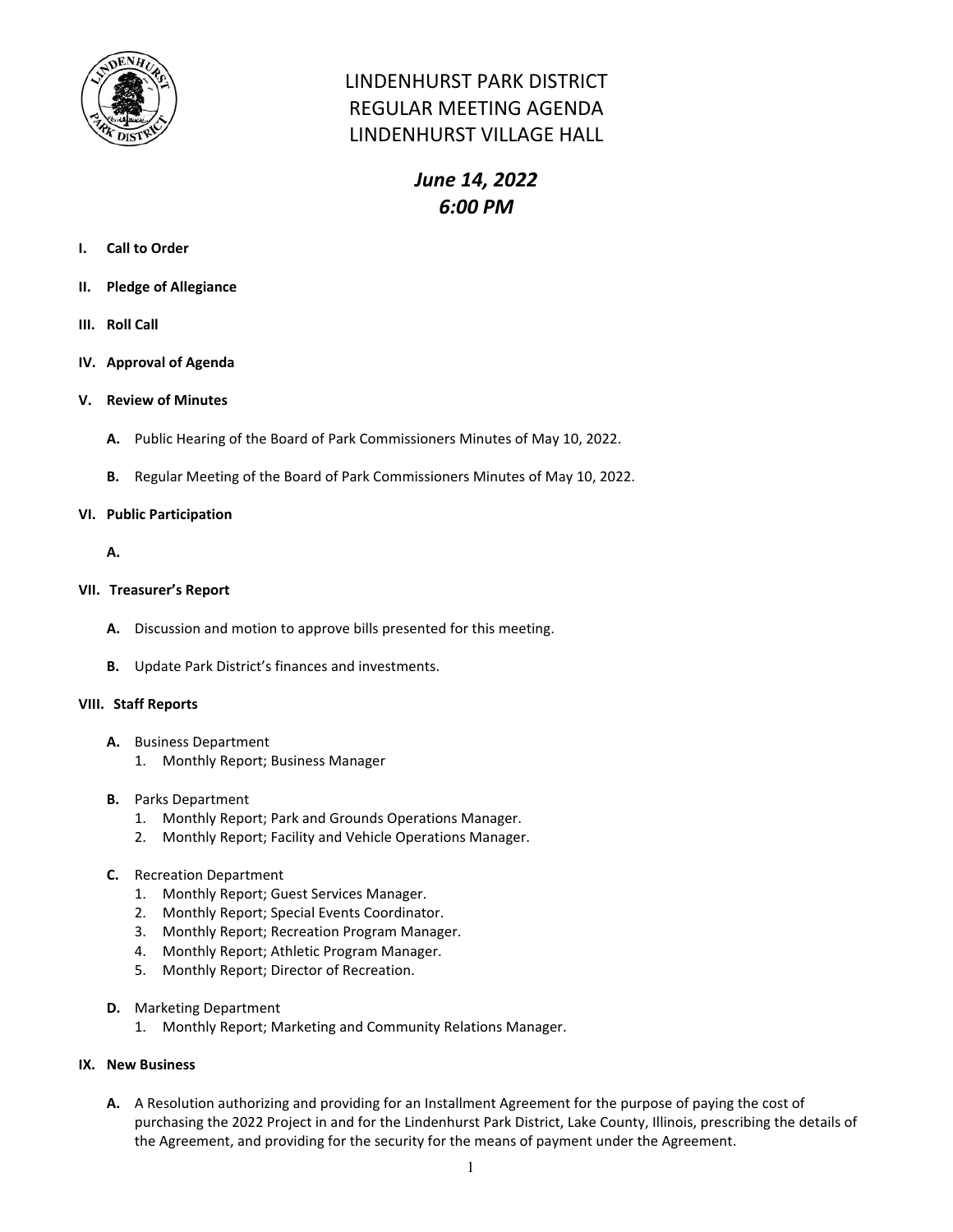# LINDENHURST PARK DISTRICT
# REGULAR MEETING AGENDA
# LINDENHURST VILLAGE HALL

## *June 14, 2022*
## *6:00 PM*

**I. Call to Order**

**II. Pledge of Allegiance**

**III. Roll Call**

**IV. Approval of Agenda**

**V. Review of Minutes**

**A.** Public Hearing of the Board of Park Commissioners Minutes of May 10, 2022.

**B.** Regular Meeting of the Board of Park Commissioners Minutes of May 10, 2022.

**VI. Public Participation**

**A.**

**VII. Treasurer's Report**

**A.** Discussion and motion to approve bills presented for this meeting.

**B.** Update Park District's finances and investments.

**VIII. Staff Reports**

**A.** Business Department
1. Monthly Report; Business Manager

**B.** Parks Department
1. Monthly Report; Park and Grounds Operations Manager.
2. Monthly Report; Facility and Vehicle Operations Manager.

**C.** Recreation Department
1. Monthly Report; Guest Services Manager.
2. Monthly Report; Special Events Coordinator.
3. Monthly Report; Recreation Program Manager.
4. Monthly Report; Athletic Program Manager.
5. Monthly Report; Director of Recreation.

**D.** Marketing Department
1. Monthly Report; Marketing and Community Relations Manager.

**IX. New Business**

**A.** A Resolution authorizing and providing for an Installment Agreement for the purpose of paying the cost of purchasing the 2022 Project in and for the Lindenhurst Park District, Lake County, Illinois, prescribing the details of the Agreement, and providing for the security for the means of payment under the Agreement.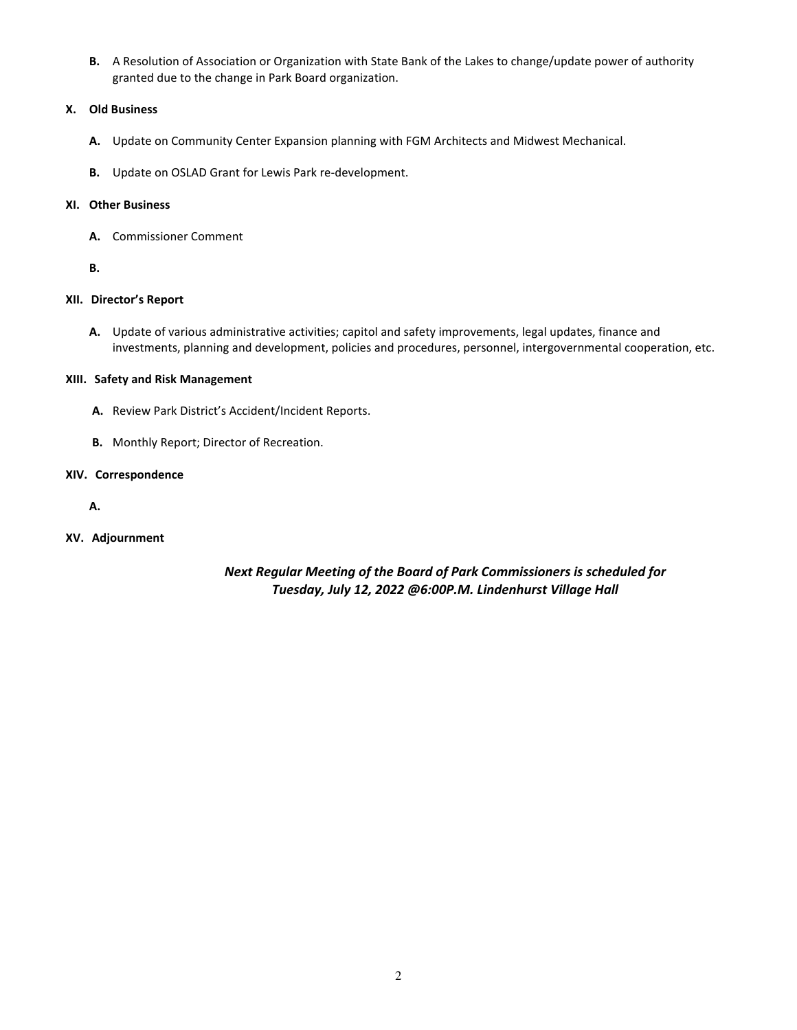**B.** A Resolution of Association or Organization with State Bank of the Lakes to change/update power of authority granted due to the change in Park Board organization.

**X. Old Business**

**A.** Update on Community Center Expansion planning with FGM Architects and Midwest Mechanical.

**B.** Update on OSLAD Grant for Lewis Park re-development.

**XI. Other Business**

**A.** Commissioner Comment

**B.**

**XII. Director's Report**

**A.** Update of various administrative activities; capitol and safety improvements, legal updates, finance and investments, planning and development, policies and procedures, personnel, intergovernmental cooperation, etc.

**XIII. Safety and Risk Management**

**A.** Review Park District's Accident/Incident Reports.

**B.** Monthly Report; Director of Recreation.

**XIV. Correspondence**

**A.**

**XV. Adjournment**

***Next Regular Meeting of the Board of Park Commissioners is scheduled for Tuesday, July 12, 2022 @6:00P.M. Lindenhurst Village Hall***